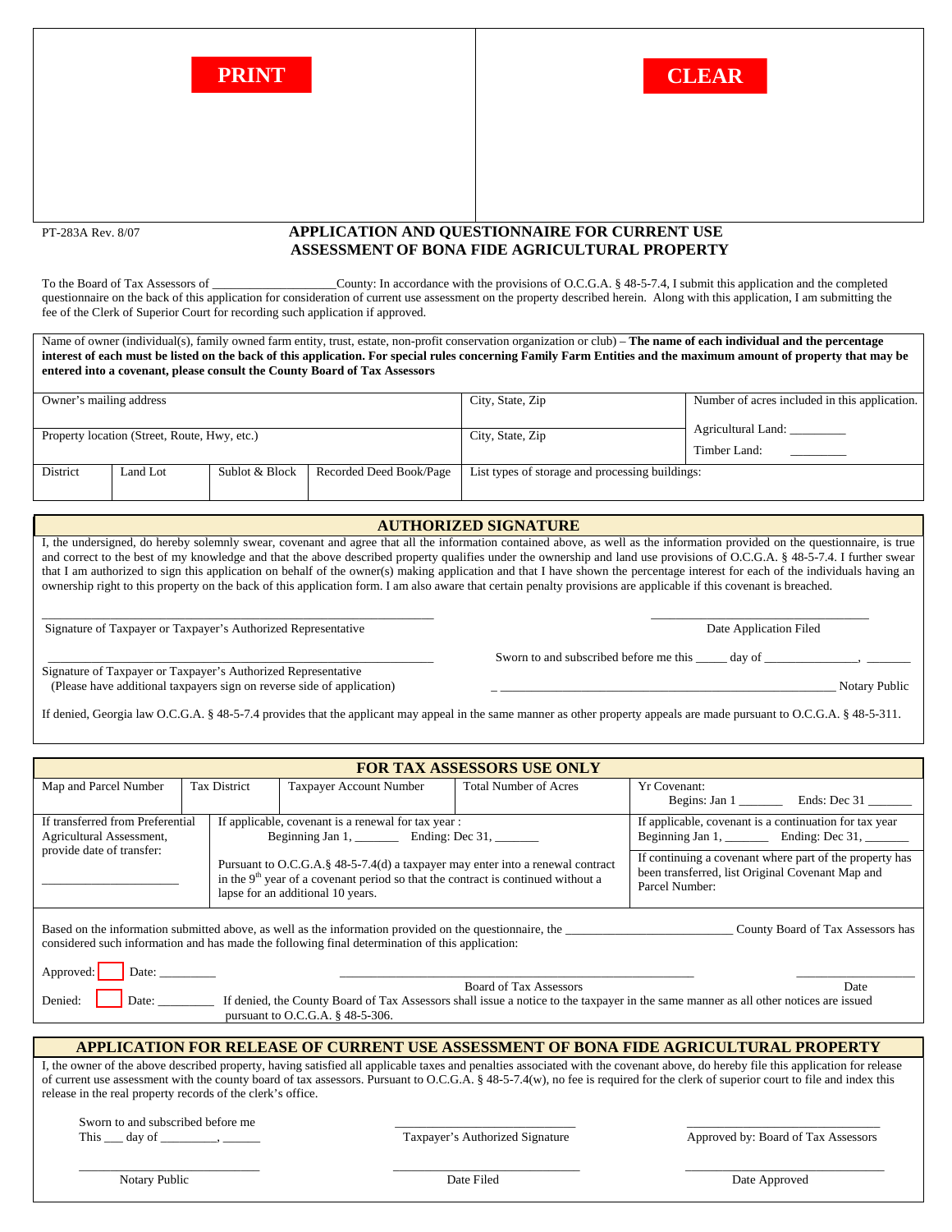PRINT

CLEAR

PT-283A Rev. 8/07

# APPLICATION AND QUESTIONNAIRE FOR CURRENT USE ASSESSMENT OF BONA FIDE AGRICULTURAL PROPERTY

To the Board of Tax Assessors of ___________________County: In accordance with the provisions of O.C.G.A. § 48-5-7.4, I submit this application and the completed questionnaire on the back of this application for consideration of current use assessment on the property described herein. Along with this application, I am submitting the fee of the Clerk of Superior Court for recording such application if approved.

Name of owner (individual(s), family owned farm entity, trust, estate, non-profit conservation organization or club) – **The name of each individual and the percentage interest of each must be listed on the back of this application. For special rules concerning Family Farm Entities and the maximum amount of property that may be entered into a covenant, please consult the County Board of Tax Assessors**

| Owner's mailing address | | | | City, State, Zip | Number of acres included in this application. |
|---|---|---|---|---|---|
| Property location (Street, Route, Hwy, etc.) | | | | City, State, Zip | Agricultural Land: _________ <br> Timber Land: _________ |
| District | Land Lot | Sublot & Block | Recorded Deed Book/Page | List types of storage and processing buildings: | |

## AUTHORIZED SIGNATURE

I, the undersigned, do hereby solemnly swear, covenant and agree that all the information contained above, as well as the information provided on the questionnaire, is true and correct to the best of my knowledge and that the above described property qualifies under the ownership and land use provisions of O.C.G.A. § 48-5-7.4. I further swear that I am authorized to sign this application on behalf of the owner(s) making application and that I have shown the percentage interest for each of the individuals having an ownership right to this property on the back of this application form. I am also aware that certain penalty provisions are applicable if this covenant is breached.

_______________________________________________ Signature of Taxpayer or Taxpayer's Authorized Representative

_______________________________ Date Application Filed

_______________________________________________ Signature of Taxpayer or Taxpayer's Authorized Representative
(Please have additional taxpayers sign on reverse side of application)

Sworn to and subscribed before me this _____ day of _______________, _______

_ _______________________________________________ Notary Public

If denied, Georgia law O.C.G.A. § 48-5-7.4 provides that the applicant may appeal in the same manner as other property appeals are made pursuant to O.C.G.A. § 48-5-311.

## FOR TAX ASSESSORS USE ONLY

| Map and Parcel Number | Tax District | Taxpayer Account Number | Total Number of Acres | Yr Covenant: Begins: Jan 1 _______ Ends: Dec 31 _______ |
|---|---|---|---|---|
| If transferred from Preferential Agricultural Assessment, provide date of transfer: <br> ____________________ | If applicable, covenant is a renewal for tax year : Beginning Jan 1, _______ Ending: Dec 31, _______ <br> Pursuant to O.C.G.A.§ 48-5-7.4(d) a taxpayer may enter into a renewal contract in the 9th year of a covenant period so that the contract is continued without a lapse for an additional 10 years. | | | If applicable, covenant is a continuation for tax year Beginning Jan 1, _______ Ending: Dec 31, _______ <br> If continuing a covenant where part of the property has been transferred, list Original Covenant Map and Parcel Number: |

Based on the information submitted above, as well as the information provided on the questionnaire, the __________________________ County Board of Tax Assessors has considered such information and has made the following final determination of this application:

Approved: ☐ Date: _________ _______________________________________ Board of Tax Assessors _______________ Date

Denied: ☐ Date: _________ If denied, the County Board of Tax Assessors shall issue a notice to the taxpayer in the same manner as all other notices are issued pursuant to O.C.G.A. § 48-5-306.

## APPLICATION FOR RELEASE OF CURRENT USE ASSESSMENT OF BONA FIDE AGRICULTURAL PROPERTY

I, the owner of the above described property, having satisfied all applicable taxes and penalties associated with the covenant above, do hereby file this application for release of current use assessment with the county board of tax assessors. Pursuant to O.C.G.A. § 48-5-7.4(w), no fee is required for the clerk of superior court to file and index this release in the real property records of the clerk's office.

Sworn to and subscribed before me
This ___ day of _________, ______

____________________________ Taxpayer's Authorized Signature

____________________________ Approved by: Board of Tax Assessors

____________________________ Notary Public

____________________________ Date Filed

____________________________ Date Approved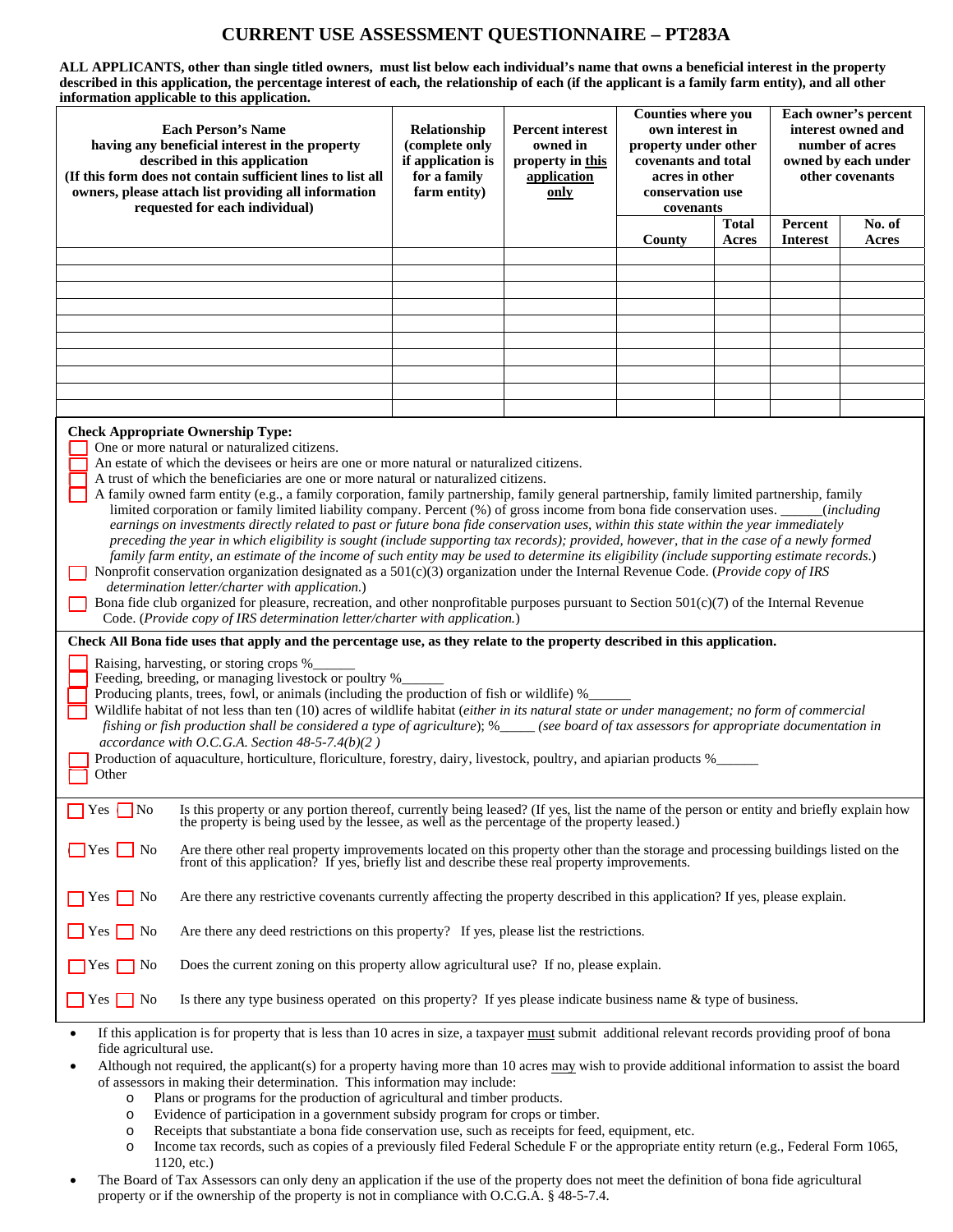# CURRENT USE ASSESSMENT QUESTIONNAIRE – PT283A

**ALL APPLICANTS, other than single titled owners, must list below each individual's name that owns a beneficial interest in the property described in this application, the percentage interest of each, the relationship of each (if the applicant is a family farm entity), and all other information applicable to this application.**

| Each Person's Name having any beneficial interest in the property described in this application (If this form does not contain sufficient lines to list all owners, please attach list providing all information requested for each individual) | Relationship (complete only if application is for a family farm entity) | Percent interest owned in property in this application only | Counties where you own interest in property under other covenants and total acres in other conservation use covenants | | Each owner's percent interest owned and number of acres owned by each under other covenants | |
|---|---|---|---|---|---|---|
| | | | County | Total Acres | Percent Interest | No. of Acres |
| | | | | | | |
| | | | | | | |
| | | | | | | |
| | | | | | | |
| | | | | | | |
| | | | | | | |
| | | | | | | |
| | | | | | | |
| | | | | | | |

**Check Appropriate Ownership Type:**

- ☐ One or more natural or naturalized citizens.
- ☐ An estate of which the devisees or heirs are one or more natural or naturalized citizens.
- ☐ A trust of which the beneficiaries are one or more natural or naturalized citizens.
- ☐ A family owned farm entity (e.g., a family corporation, family partnership, family general partnership, family limited partnership, family limited corporation or family limited liability company. Percent (%) of gross income from bona fide conservation uses. ______(*including earnings on investments directly related to past or future bona fide conservation uses, within this state within the year immediately preceding the year in which eligibility is sought (include supporting tax records); provided, however, that in the case of a newly formed family farm entity, an estimate of the income of such entity may be used to determine its eligibility (include supporting estimate records.*)
- ☐ Nonprofit conservation organization designated as a 501(c)(3) organization under the Internal Revenue Code. (*Provide copy of IRS determination letter/charter with application.*)
- ☐ Bona fide club organized for pleasure, recreation, and other nonprofitable purposes pursuant to Section 501(c)(7) of the Internal Revenue Code. (*Provide copy of IRS determination letter/charter with application.*)

**Check All Bona fide uses that apply and the percentage use, as they relate to the property described in this application.**

- ☐ Raising, harvesting, or storing crops %______
- ☐ Feeding, breeding, or managing livestock or poultry %______
- ☐ Producing plants, trees, fowl, or animals (including the production of fish or wildlife) %______
- ☐ Wildlife habitat of not less than ten (10) acres of wildlife habitat (*either in its natural state or under management; no form of commercial fishing or fish production shall be considered a type of agriculture*); %_____ (*see board of tax assessors for appropriate documentation in accordance with O.C.G.A. Section 48-5-7.4(b)(2 )*
- ☐ Production of aquaculture, horticulture, floriculture, forestry, dairy, livestock, poultry, and apiarian products %______
- ☐ Other

☐ Yes ☐ No Is this property or any portion thereof, currently being leased? (If yes, list the name of the person or entity and briefly explain how the property is being used by the lessee, as well as the percentage of the property leased.)

☐ Yes ☐ No Are there other real property improvements located on this property other than the storage and processing buildings listed on the front of this application? If yes, briefly list and describe these real property improvements.

☐ Yes ☐ No Are there any restrictive covenants currently affecting the property described in this application? If yes, please explain.

☐ Yes ☐ No Are there any deed restrictions on this property? If yes, please list the restrictions.

☐ Yes ☐ No Does the current zoning on this property allow agricultural use? If no, please explain.

☐ Yes ☐ No Is there any type business operated on this property? If yes please indicate business name & type of business.

- If this application is for property that is less than 10 acres in size, a taxpayer must submit additional relevant records providing proof of bona fide agricultural use.
- Although not required, the applicant(s) for a property having more than 10 acres may wish to provide additional information to assist the board of assessors in making their determination. This information may include:
  - Plans or programs for the production of agricultural and timber products.
  - Evidence of participation in a government subsidy program for crops or timber.
  - Receipts that substantiate a bona fide conservation use, such as receipts for feed, equipment, etc.
  - Income tax records, such as copies of a previously filed Federal Schedule F or the appropriate entity return (e.g., Federal Form 1065, 1120, etc.)
- The Board of Tax Assessors can only deny an application if the use of the property does not meet the definition of bona fide agricultural property or if the ownership of the property is not in compliance with O.C.G.A. § 48-5-7.4.